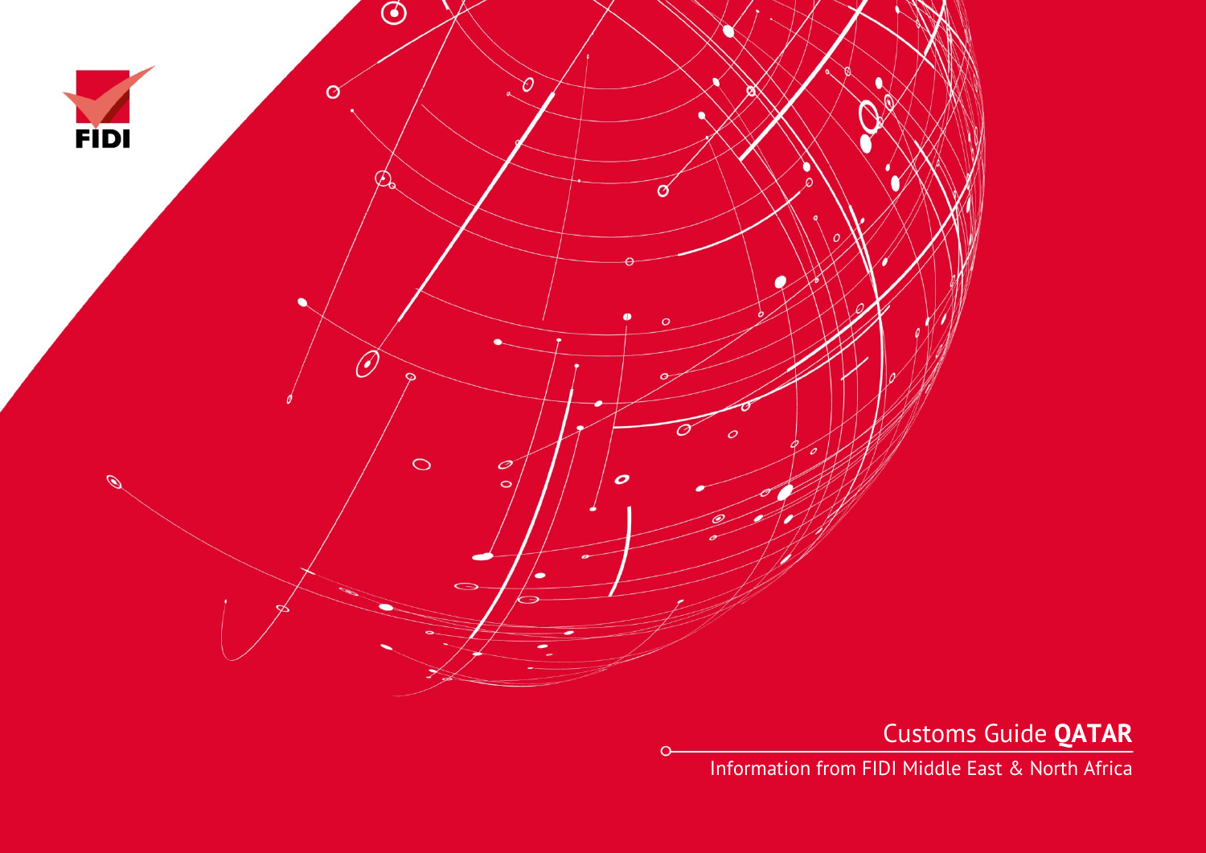FIDI

# Customs Guide **QATAR**

Information from FIDI Middle East & North Africa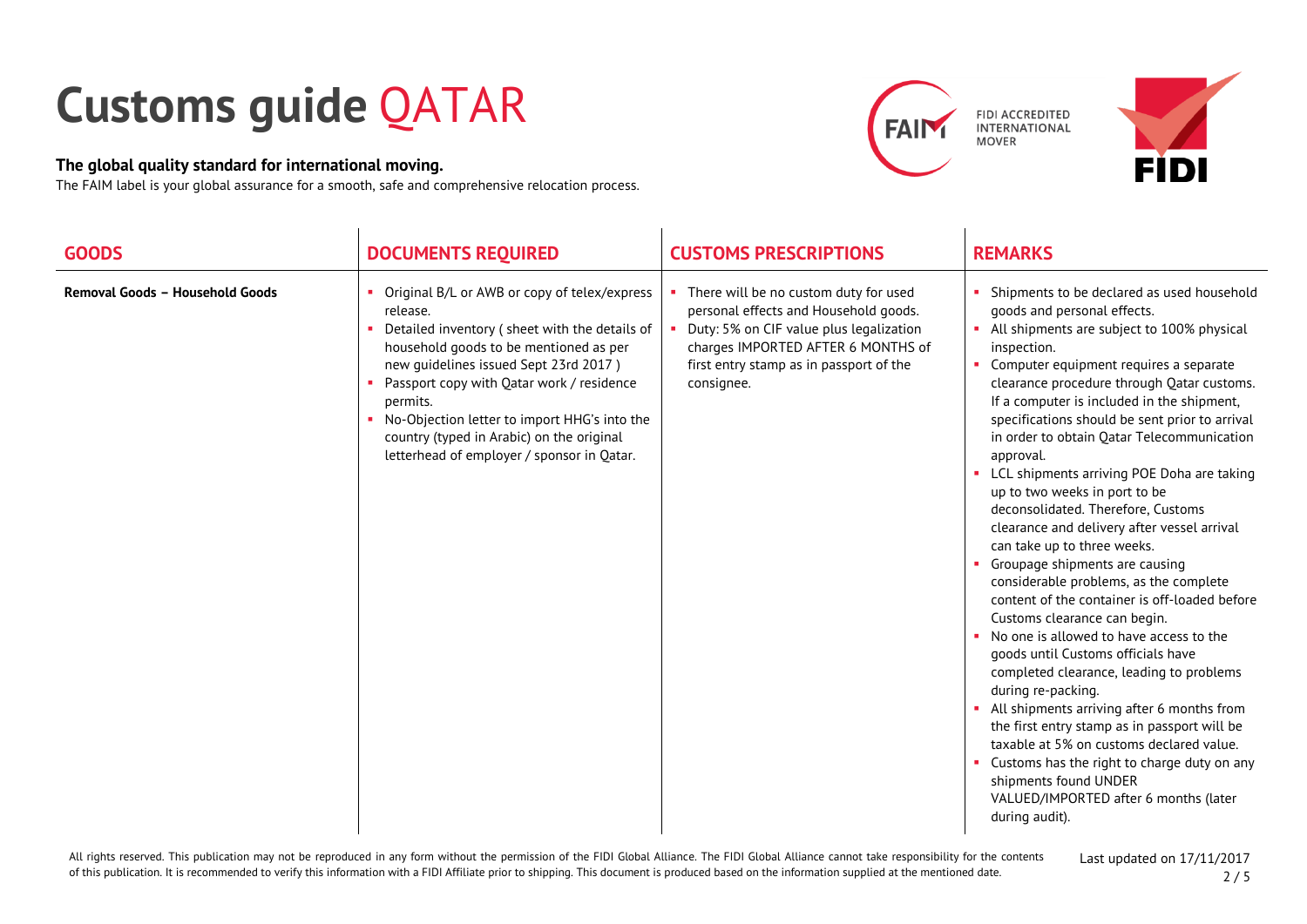# Customs guide QATAR

**The global quality standard for international moving.**

The FAIM label is your global assurance for a smooth, safe and comprehensive relocation process.

FIDI ACCREDITED INTERNATIONAL MOVER

| GOODS | DOCUMENTS REQUIRED | CUSTOMS PRESCRIPTIONS | REMARKS |
|---|---|---|---|
| **Removal Goods – Household Goods** | • Original B/L or AWB or copy of telex/express release.<br>• Detailed inventory ( sheet with the details of household goods to be mentioned as per new guidelines issued Sept 23rd 2017 )<br>• Passport copy with Qatar work / residence permits.<br>• No-Objection letter to import HHG's into the country (typed in Arabic) on the original letterhead of employer / sponsor in Qatar. | • There will be no custom duty for used personal effects and Household goods.<br>• Duty: 5% on CIF value plus legalization charges IMPORTED AFTER 6 MONTHS of first entry stamp as in passport of the consignee. | • Shipments to be declared as used household goods and personal effects.<br>• All shipments are subject to 100% physical inspection.<br>• Computer equipment requires a separate clearance procedure through Qatar customs. If a computer is included in the shipment, specifications should be sent prior to arrival in order to obtain Qatar Telecommunication approval.<br>• LCL shipments arriving POE Doha are taking up to two weeks in port to be deconsolidated. Therefore, Customs clearance and delivery after vessel arrival can take up to three weeks.<br>• Groupage shipments are causing considerable problems, as the complete content of the container is off-loaded before Customs clearance can begin.<br>• No one is allowed to have access to the goods until Customs officials have completed clearance, leading to problems during re-packing.<br>• All shipments arriving after 6 months from the first entry stamp as in passport will be taxable at 5% on customs declared value.<br>• Customs has the right to charge duty on any shipments found UNDER VALUED/IMPORTED after 6 months (later during audit). |

All rights reserved. This publication may not be reproduced in any form without the permission of the FIDI Global Alliance. The FIDI Global Alliance cannot take responsibility for the contents of this publication. It is recommended to verify this information with a FIDI Affiliate prior to shipping. This document is produced based on the information supplied at the mentioned date.

Last updated on 17/11/2017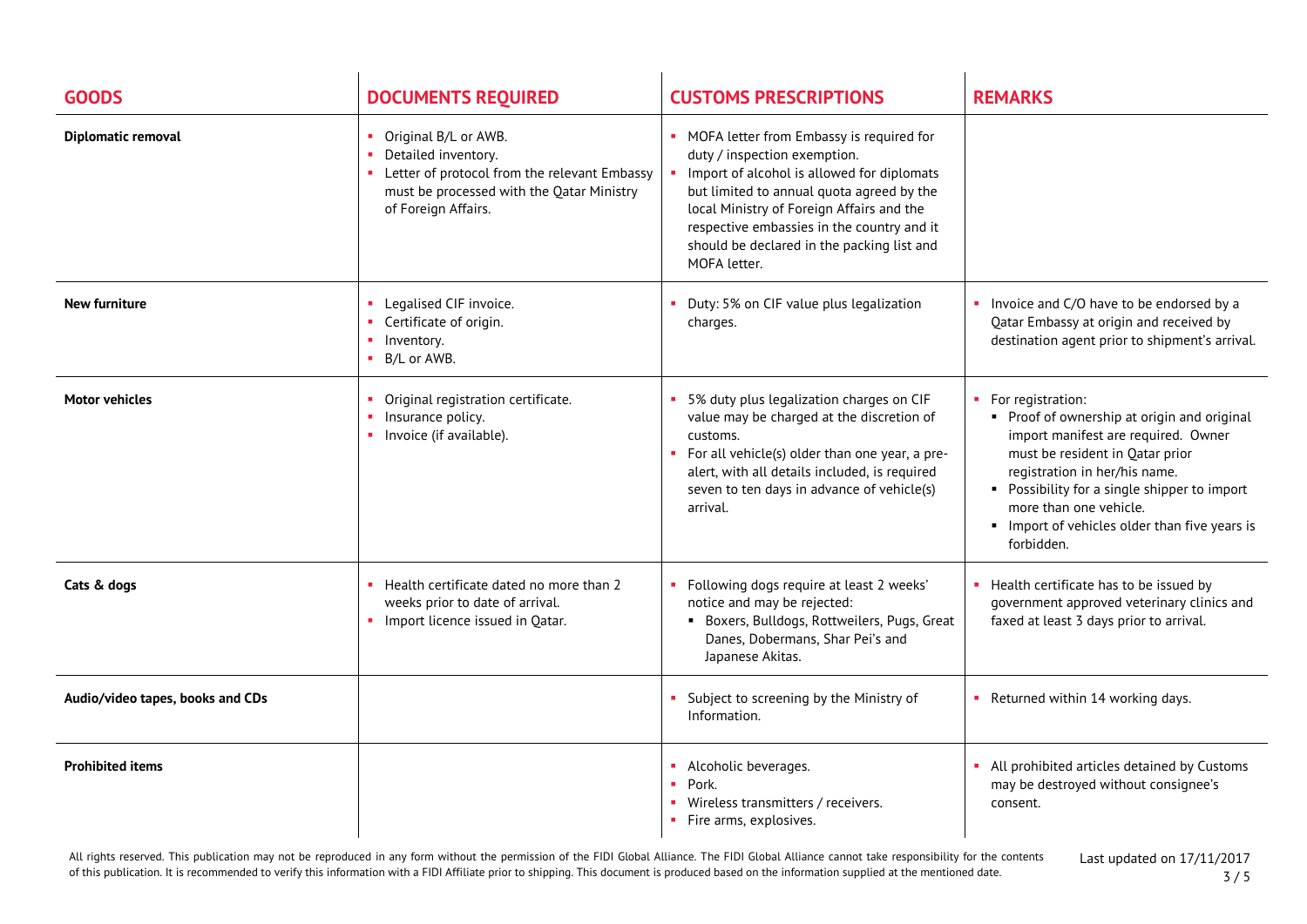| GOODS | DOCUMENTS REQUIRED | CUSTOMS PRESCRIPTIONS | REMARKS |
|---|---|---|---|
| **Diplomatic removal** | ▪ Original B/L or AWB.<br>▪ Detailed inventory.<br>▪ Letter of protocol from the relevant Embassy must be processed with the Qatar Ministry of Foreign Affairs. | ▪ MOFA letter from Embassy is required for duty / inspection exemption.<br>▪ Import of alcohol is allowed for diplomats but limited to annual quota agreed by the local Ministry of Foreign Affairs and the respective embassies in the country and it should be declared in the packing list and MOFA letter. | |
| **New furniture** | ▪ Legalised CIF invoice.<br>▪ Certificate of origin.<br>▪ Inventory.<br>▪ B/L or AWB. | ▪ Duty: 5% on CIF value plus legalization charges. | ▪ Invoice and C/O have to be endorsed by a Qatar Embassy at origin and received by destination agent prior to shipment's arrival. |
| **Motor vehicles** | ▪ Original registration certificate.<br>▪ Insurance policy.<br>▪ Invoice (if available). | ▪ 5% duty plus legalization charges on CIF value may be charged at the discretion of customs.<br>▪ For all vehicle(s) older than one year, a pre-alert, with all details included, is required seven to ten days in advance of vehicle(s) arrival. | ▪ For registration:<br>  ▪ Proof of ownership at origin and original import manifest are required. Owner must be resident in Qatar prior registration in her/his name.<br>  ▪ Possibility for a single shipper to import more than one vehicle.<br>  ▪ Import of vehicles older than five years is forbidden. |
| **Cats & dogs** | ▪ Health certificate dated no more than 2 weeks prior to date of arrival.<br>▪ Import licence issued in Qatar. | ▪ Following dogs require at least 2 weeks' notice and may be rejected:<br>  ▪ Boxers, Bulldogs, Rottweilers, Pugs, Great Danes, Dobermans, Shar Pei's and Japanese Akitas. | ▪ Health certificate has to be issued by government approved veterinary clinics and faxed at least 3 days prior to arrival. |
| **Audio/video tapes, books and CDs** | | ▪ Subject to screening by the Ministry of Information. | ▪ Returned within 14 working days. |
| **Prohibited items** | | ▪ Alcoholic beverages.<br>▪ Pork.<br>▪ Wireless transmitters / receivers.<br>▪ Fire arms, explosives. | ▪ All prohibited articles detained by Customs may be destroyed without consignee's consent. |

All rights reserved. This publication may not be reproduced in any form without the permission of the FIDI Global Alliance. The FIDI Global Alliance cannot take responsibility for the contents of this publication. It is recommended to verify this information with a FIDI Affiliate prior to shipping. This document is produced based on the information supplied at the mentioned date.

Last updated on 17/11/2017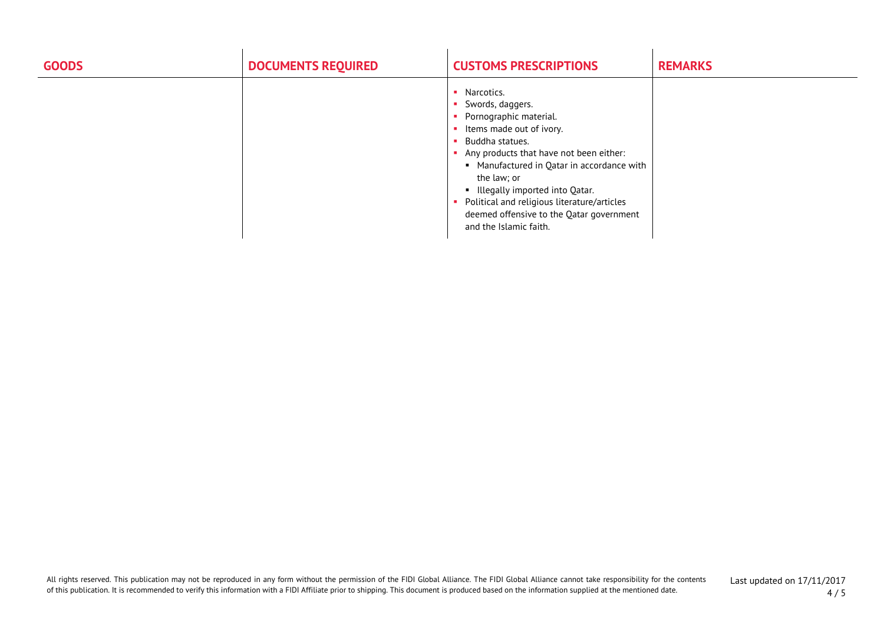| GOODS | DOCUMENTS REQUIRED | CUSTOMS PRESCRIPTIONS | REMARKS |
|---|---|---|---|
| | | ▪ Narcotics.<br>▪ Swords, daggers.<br>▪ Pornographic material.<br>▪ Items made out of ivory.<br>▪ Buddha statues.<br>▪ Any products that have not been either:<br>&nbsp;&nbsp;▪ Manufactured in Qatar in accordance with the law; or<br>&nbsp;&nbsp;▪ Illegally imported into Qatar.<br>▪ Political and religious literature/articles deemed offensive to the Qatar government and the Islamic faith. | |

All rights reserved. This publication may not be reproduced in any form without the permission of the FIDI Global Alliance. The FIDI Global Alliance cannot take responsibility for the contents of this publication. It is recommended to verify this information with a FIDI Affiliate prior to shipping. This document is produced based on the information supplied at the mentioned date.

Last updated on 17/11/2017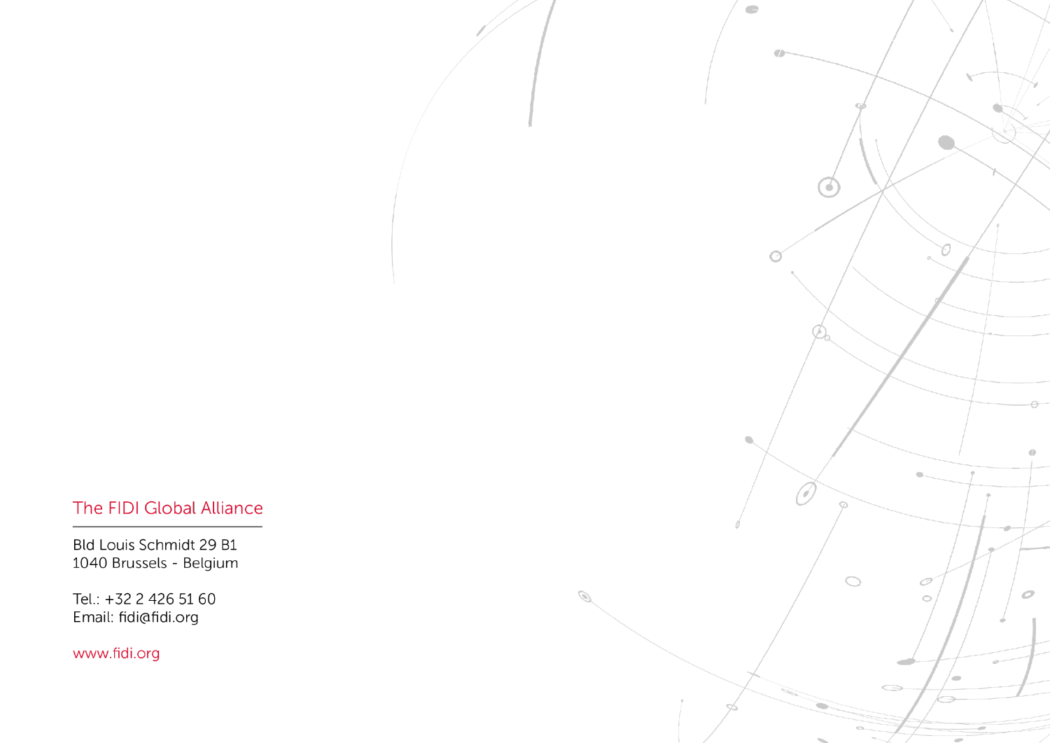The FIDI Global Alliance

Bld Louis Schmidt 29 B1
1040 Brussels - Belgium

Tel.: +32 2 426 51 60
Email: fidi@fidi.org

www.fidi.org